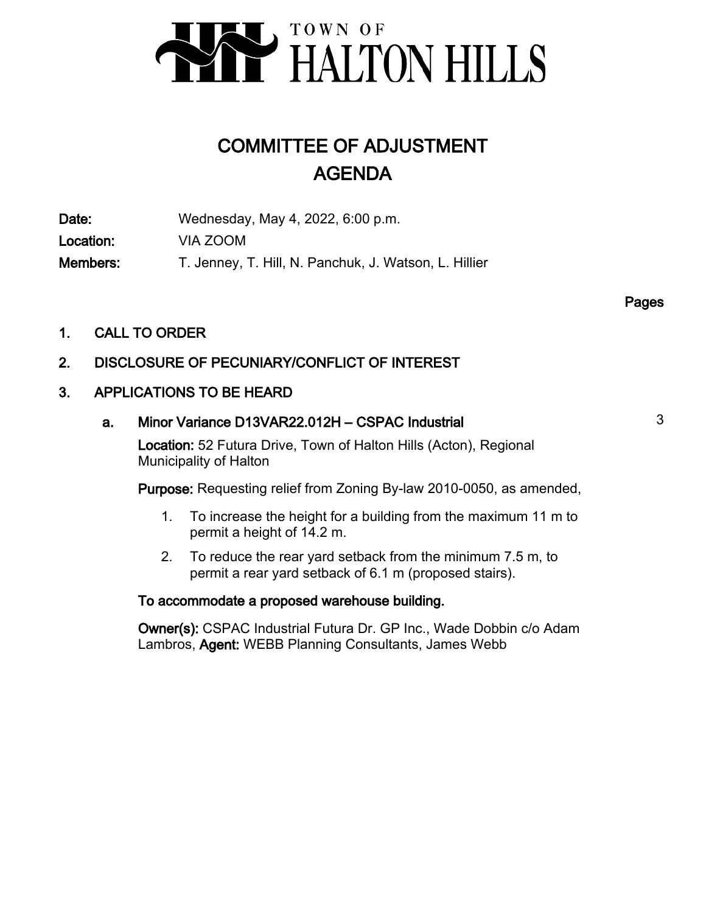TOWN OF HALTON HILLS

# COMMITTEE OF ADJUSTMENT AGENDA

**Date:** Wednesday, May 4, 2022, 6:00 p.m.

**Location:** VIA ZOOM

**Members:** T. Jenney, T. Hill, N. Panchuk, J. Watson, L. Hillier

Pages

## 1. CALL TO ORDER

## 2. DISCLOSURE OF PECUNIARY/CONFLICT OF INTEREST

## 3. APPLICATIONS TO BE HEARD

### a. Minor Variance D13VAR22.012H – CSPAC Industrial — 3

**Location:** 52 Futura Drive, Town of Halton Hills (Acton), Regional Municipality of Halton

**Purpose:** Requesting relief from Zoning By-law 2010-0050, as amended,

1. To increase the height for a building from the maximum 11 m to permit a height of 14.2 m.
2. To reduce the rear yard setback from the minimum 7.5 m, to permit a rear yard setback of 6.1 m (proposed stairs).

**To accommodate a proposed warehouse building.**

**Owner(s):** CSPAC Industrial Futura Dr. GP Inc., Wade Dobbin c/o Adam Lambros, **Agent:** WEBB Planning Consultants, James Webb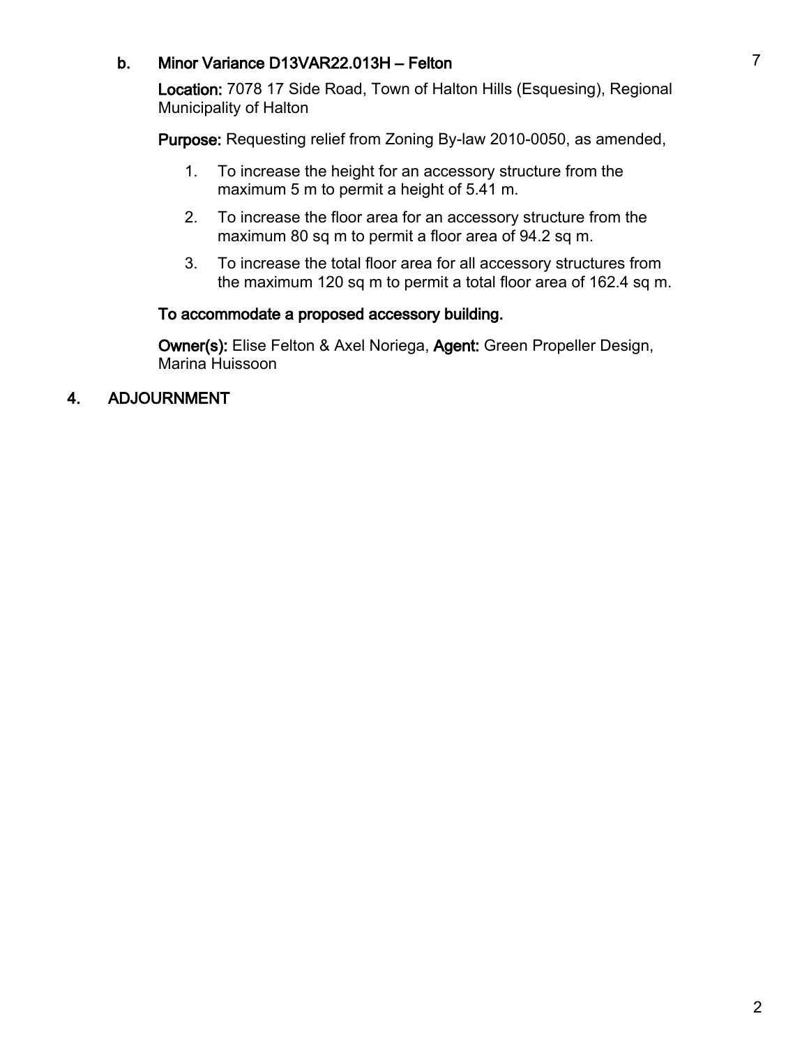**b. Minor Variance D13VAR22.013H – Felton**

**Location:** 7078 17 Side Road, Town of Halton Hills (Esquesing), Regional Municipality of Halton

**Purpose:** Requesting relief from Zoning By-law 2010-0050, as amended,

1. To increase the height for an accessory structure from the maximum 5 m to permit a height of 5.41 m.
2. To increase the floor area for an accessory structure from the maximum 80 sq m to permit a floor area of 94.2 sq m.
3. To increase the total floor area for all accessory structures from the maximum 120 sq m to permit a total floor area of 162.4 sq m.

**To accommodate a proposed accessory building.**

**Owner(s):** Elise Felton & Axel Noriega, **Agent:** Green Propeller Design, Marina Huissoon

## 4. ADJOURNMENT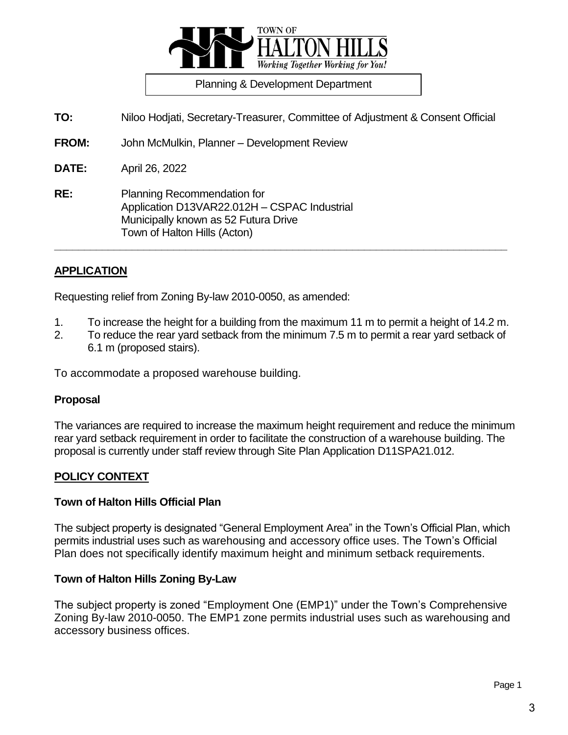Planning & Development Department

**TO:** Niloo Hodjati, Secretary-Treasurer, Committee of Adjustment & Consent Official

**FROM:** John McMulkin, Planner – Development Review

**DATE:** April 26, 2022

**RE:** Planning Recommendation for
Application D13VAR22.012H – CSPAC Industrial
Municipally known as 52 Futura Drive
Town of Halton Hills (Acton)

---

## APPLICATION

Requesting relief from Zoning By-law 2010-0050, as amended:

1. To increase the height for a building from the maximum 11 m to permit a height of 14.2 m.
2. To reduce the rear yard setback from the minimum 7.5 m to permit a rear yard setback of 6.1 m (proposed stairs).

To accommodate a proposed warehouse building.

### Proposal

The variances are required to increase the maximum height requirement and reduce the minimum rear yard setback requirement in order to facilitate the construction of a warehouse building. The proposal is currently under staff review through Site Plan Application D11SPA21.012.

## POLICY CONTEXT

### Town of Halton Hills Official Plan

The subject property is designated "General Employment Area" in the Town's Official Plan, which permits industrial uses such as warehousing and accessory office uses. The Town's Official Plan does not specifically identify maximum height and minimum setback requirements.

### Town of Halton Hills Zoning By-Law

The subject property is zoned "Employment One (EMP1)" under the Town's Comprehensive Zoning By-law 2010-0050. The EMP1 zone permits industrial uses such as warehousing and accessory business offices.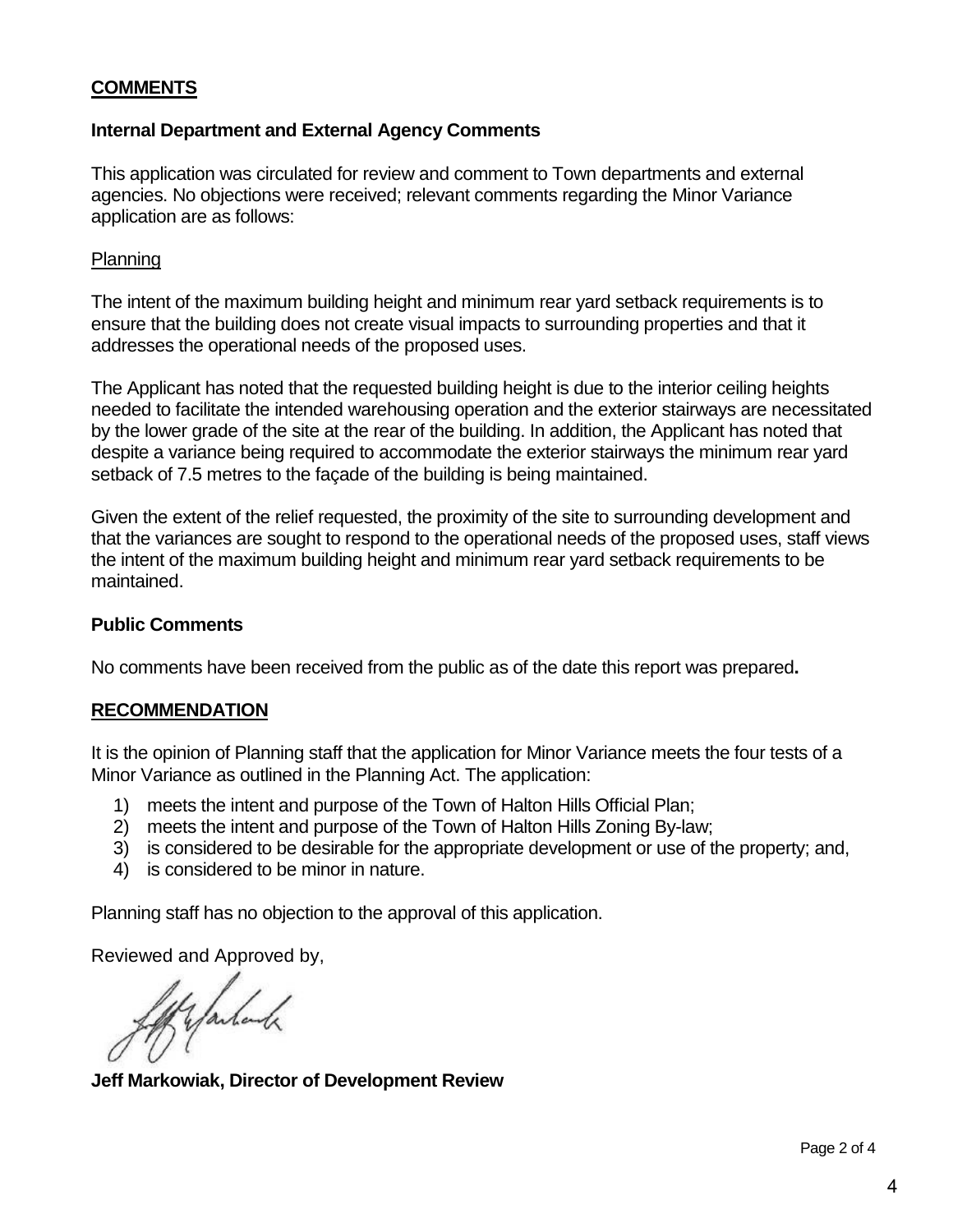## COMMENTS

### Internal Department and External Agency Comments

This application was circulated for review and comment to Town departments and external agencies. No objections were received; relevant comments regarding the Minor Variance application are as follows:

Planning

The intent of the maximum building height and minimum rear yard setback requirements is to ensure that the building does not create visual impacts to surrounding properties and that it addresses the operational needs of the proposed uses.

The Applicant has noted that the requested building height is due to the interior ceiling heights needed to facilitate the intended warehousing operation and the exterior stairways are necessitated by the lower grade of the site at the rear of the building. In addition, the Applicant has noted that despite a variance being required to accommodate the exterior stairways the minimum rear yard setback of 7.5 metres to the façade of the building is being maintained.

Given the extent of the relief requested, the proximity of the site to surrounding development and that the variances are sought to respond to the operational needs of the proposed uses, staff views the intent of the maximum building height and minimum rear yard setback requirements to be maintained.

### Public Comments

No comments have been received from the public as of the date this report was prepared**.**

## RECOMMENDATION

It is the opinion of Planning staff that the application for Minor Variance meets the four tests of a Minor Variance as outlined in the Planning Act. The application:

1) meets the intent and purpose of the Town of Halton Hills Official Plan;
2) meets the intent and purpose of the Town of Halton Hills Zoning By-law;
3) is considered to be desirable for the appropriate development or use of the property; and,
4) is considered to be minor in nature.

Planning staff has no objection to the approval of this application.

Reviewed and Approved by,

**Jeff Markowiak, Director of Development Review**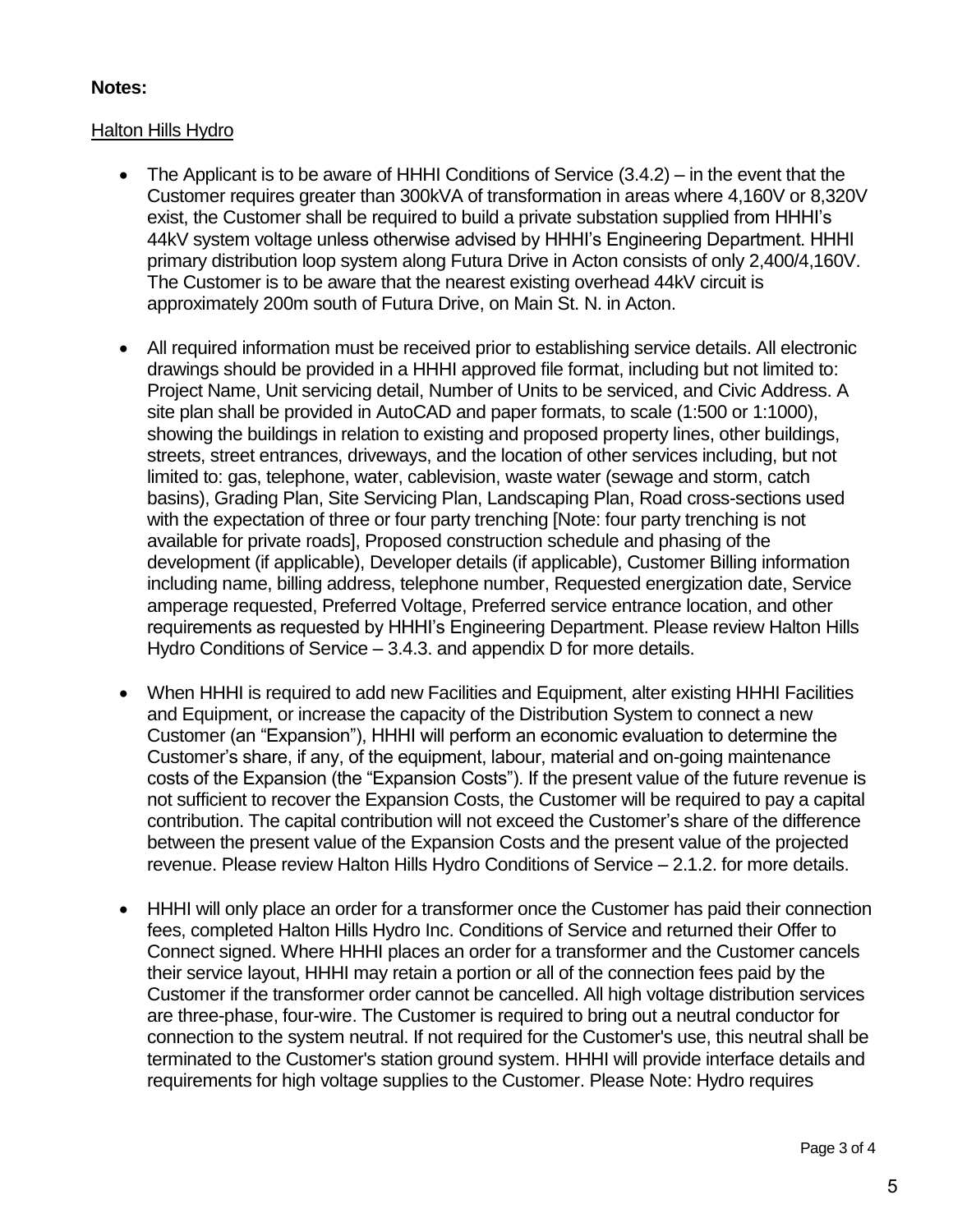**Notes:**

Halton Hills Hydro

- The Applicant is to be aware of HHHI Conditions of Service (3.4.2) – in the event that the Customer requires greater than 300kVA of transformation in areas where 4,160V or 8,320V exist, the Customer shall be required to build a private substation supplied from HHHI's 44kV system voltage unless otherwise advised by HHHI's Engineering Department. HHHI primary distribution loop system along Futura Drive in Acton consists of only 2,400/4,160V. The Customer is to be aware that the nearest existing overhead 44kV circuit is approximately 200m south of Futura Drive, on Main St. N. in Acton.

- All required information must be received prior to establishing service details. All electronic drawings should be provided in a HHHI approved file format, including but not limited to: Project Name, Unit servicing detail, Number of Units to be serviced, and Civic Address. A site plan shall be provided in AutoCAD and paper formats, to scale (1:500 or 1:1000), showing the buildings in relation to existing and proposed property lines, other buildings, streets, street entrances, driveways, and the location of other services including, but not limited to: gas, telephone, water, cablevision, waste water (sewage and storm, catch basins), Grading Plan, Site Servicing Plan, Landscaping Plan, Road cross-sections used with the expectation of three or four party trenching [Note: four party trenching is not available for private roads], Proposed construction schedule and phasing of the development (if applicable), Developer details (if applicable), Customer Billing information including name, billing address, telephone number, Requested energization date, Service amperage requested, Preferred Voltage, Preferred service entrance location, and other requirements as requested by HHHI's Engineering Department. Please review Halton Hills Hydro Conditions of Service – 3.4.3. and appendix D for more details.

- When HHHI is required to add new Facilities and Equipment, alter existing HHHI Facilities and Equipment, or increase the capacity of the Distribution System to connect a new Customer (an "Expansion"), HHHI will perform an economic evaluation to determine the Customer's share, if any, of the equipment, labour, material and on-going maintenance costs of the Expansion (the "Expansion Costs"). If the present value of the future revenue is not sufficient to recover the Expansion Costs, the Customer will be required to pay a capital contribution. The capital contribution will not exceed the Customer's share of the difference between the present value of the Expansion Costs and the present value of the projected revenue. Please review Halton Hills Hydro Conditions of Service – 2.1.2. for more details.

- HHHI will only place an order for a transformer once the Customer has paid their connection fees, completed Halton Hills Hydro Inc. Conditions of Service and returned their Offer to Connect signed. Where HHHI places an order for a transformer and the Customer cancels their service layout, HHHI may retain a portion or all of the connection fees paid by the Customer if the transformer order cannot be cancelled. All high voltage distribution services are three-phase, four-wire. The Customer is required to bring out a neutral conductor for connection to the system neutral. If not required for the Customer's use, this neutral shall be terminated to the Customer's station ground system. HHHI will provide interface details and requirements for high voltage supplies to the Customer. Please Note: Hydro requires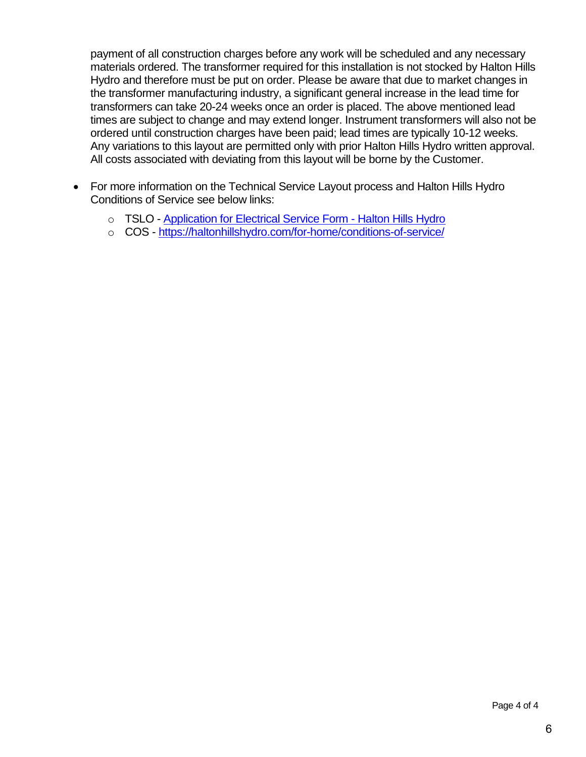payment of all construction charges before any work will be scheduled and any necessary materials ordered. The transformer required for this installation is not stocked by Halton Hills Hydro and therefore must be put on order. Please be aware that due to market changes in the transformer manufacturing industry, a significant general increase in the lead time for transformers can take 20-24 weeks once an order is placed. The above mentioned lead times are subject to change and may extend longer. Instrument transformers will also not be ordered until construction charges have been paid; lead times are typically 10-12 weeks. Any variations to this layout are permitted only with prior Halton Hills Hydro written approval. All costs associated with deviating from this layout will be borne by the Customer.

- For more information on the Technical Service Layout process and Halton Hills Hydro Conditions of Service see below links:
  - TSLO - [Application for Electrical Service Form - Halton Hills Hydro]()
  - COS - [https://haltonhillshydro.com/for-home/conditions-of-service/](https://haltonhillshydro.com/for-home/conditions-of-service/)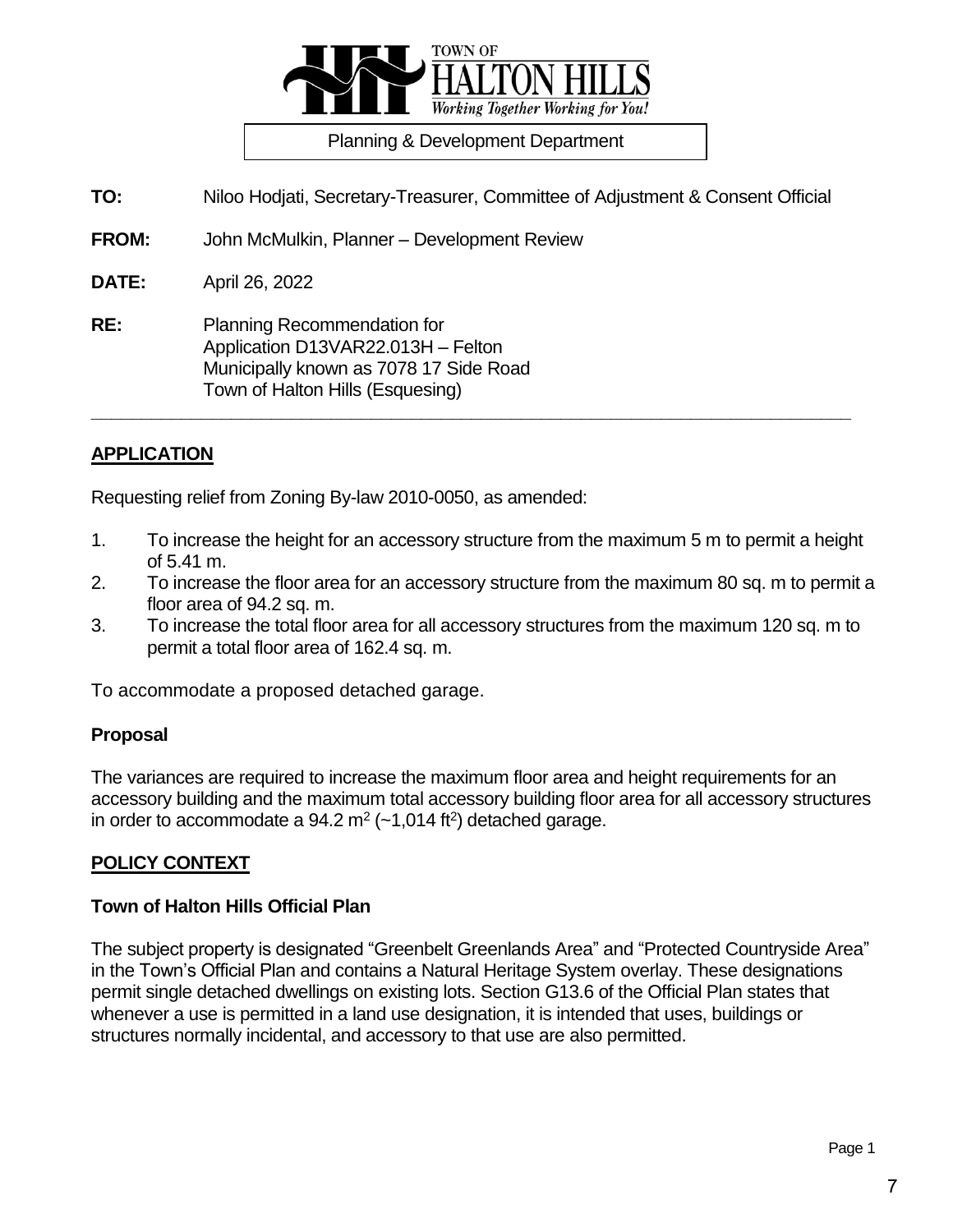TOWN OF HALTON HILLS
*Working Together Working for You!*

Planning & Development Department

**TO:** Niloo Hodjati, Secretary-Treasurer, Committee of Adjustment & Consent Official

**FROM:** John McMulkin, Planner – Development Review

**DATE:** April 26, 2022

**RE:** Planning Recommendation for
Application D13VAR22.013H – Felton
Municipally known as 7078 17 Side Road
Town of Halton Hills (Esquesing)

---

## APPLICATION

Requesting relief from Zoning By-law 2010-0050, as amended:

1. To increase the height for an accessory structure from the maximum 5 m to permit a height of 5.41 m.
2. To increase the floor area for an accessory structure from the maximum 80 sq. m to permit a floor area of 94.2 sq. m.
3. To increase the total floor area for all accessory structures from the maximum 120 sq. m to permit a total floor area of 162.4 sq. m.

To accommodate a proposed detached garage.

### Proposal

The variances are required to increase the maximum floor area and height requirements for an accessory building and the maximum total accessory building floor area for all accessory structures in order to accommodate a 94.2 $m^2$ (~1,014 $ft^2$) detached garage.

## POLICY CONTEXT

### Town of Halton Hills Official Plan

The subject property is designated "Greenbelt Greenlands Area" and "Protected Countryside Area" in the Town's Official Plan and contains a Natural Heritage System overlay. These designations permit single detached dwellings on existing lots. Section G13.6 of the Official Plan states that whenever a use is permitted in a land use designation, it is intended that uses, buildings or structures normally incidental, and accessory to that use are also permitted.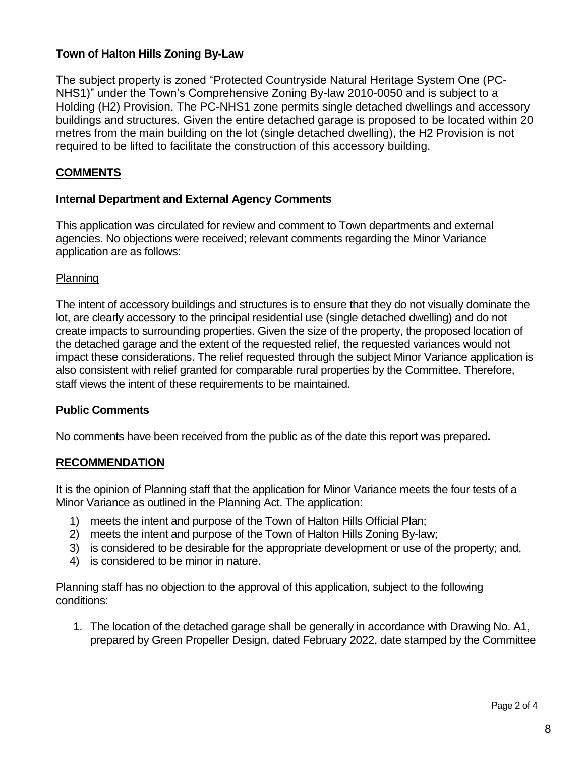### Town of Halton Hills Zoning By-Law

The subject property is zoned "Protected Countryside Natural Heritage System One (PC-NHS1)" under the Town's Comprehensive Zoning By-law 2010-0050 and is subject to a Holding (H2) Provision. The PC-NHS1 zone permits single detached dwellings and accessory buildings and structures. Given the entire detached garage is proposed to be located within 20 metres from the main building on the lot (single detached dwelling), the H2 Provision is not required to be lifted to facilitate the construction of this accessory building.

## COMMENTS

### Internal Department and External Agency Comments

This application was circulated for review and comment to Town departments and external agencies. No objections were received; relevant comments regarding the Minor Variance application are as follows:

Planning

The intent of accessory buildings and structures is to ensure that they do not visually dominate the lot, are clearly accessory to the principal residential use (single detached dwelling) and do not create impacts to surrounding properties. Given the size of the property, the proposed location of the detached garage and the extent of the requested relief, the requested variances would not impact these considerations. The relief requested through the subject Minor Variance application is also consistent with relief granted for comparable rural properties by the Committee. Therefore, staff views the intent of these requirements to be maintained.

### Public Comments

No comments have been received from the public as of the date this report was prepared.

## RECOMMENDATION

It is the opinion of Planning staff that the application for Minor Variance meets the four tests of a Minor Variance as outlined in the Planning Act. The application:

1) meets the intent and purpose of the Town of Halton Hills Official Plan;
2) meets the intent and purpose of the Town of Halton Hills Zoning By-law;
3) is considered to be desirable for the appropriate development or use of the property; and,
4) is considered to be minor in nature.

Planning staff has no objection to the approval of this application, subject to the following conditions:

1. The location of the detached garage shall be generally in accordance with Drawing No. A1, prepared by Green Propeller Design, dated February 2022, date stamped by the Committee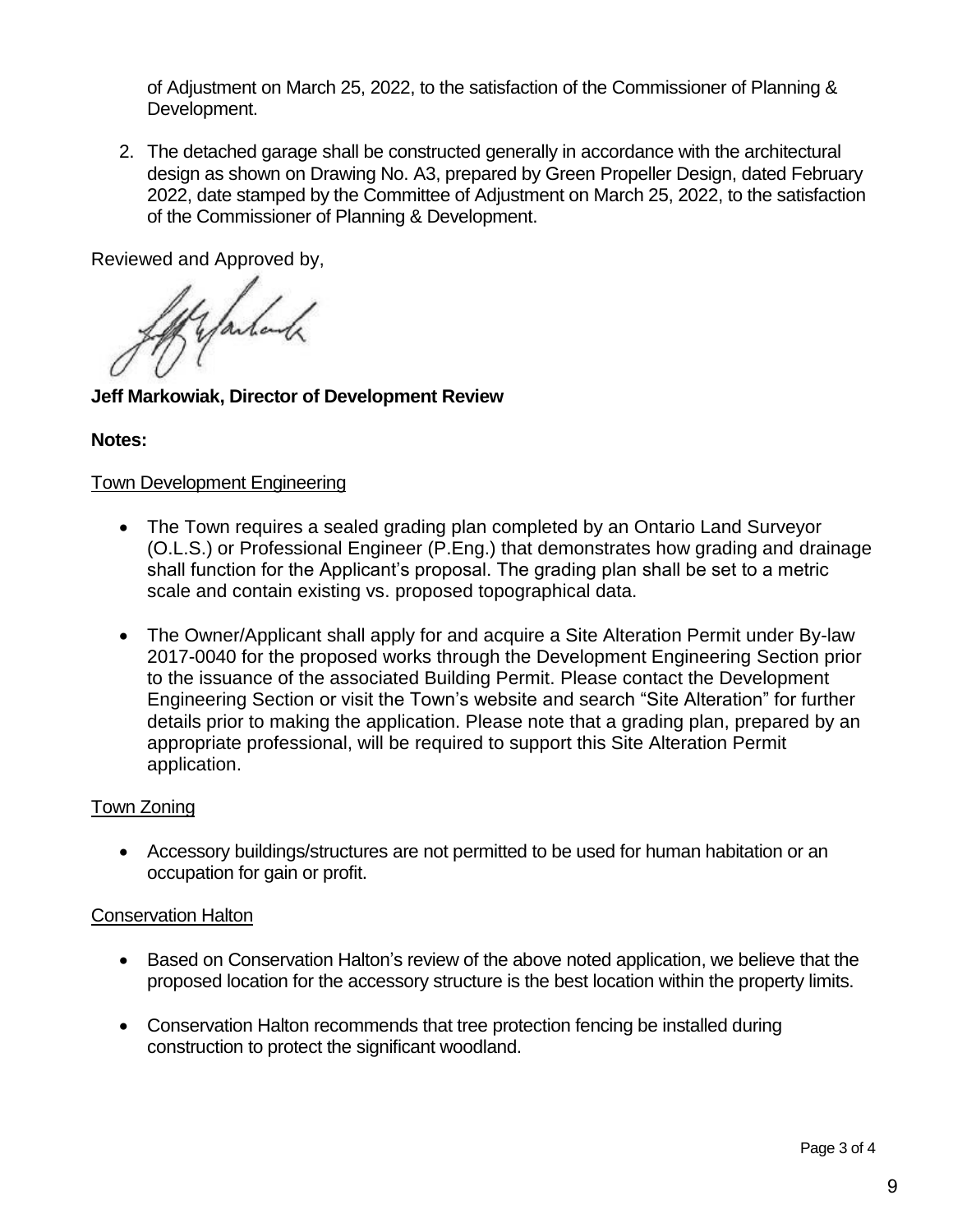of Adjustment on March 25, 2022, to the satisfaction of the Commissioner of Planning & Development.

2. The detached garage shall be constructed generally in accordance with the architectural design as shown on Drawing No. A3, prepared by Green Propeller Design, dated February 2022, date stamped by the Committee of Adjustment on March 25, 2022, to the satisfaction of the Commissioner of Planning & Development.

Reviewed and Approved by,

**Jeff Markowiak, Director of Development Review**

**Notes:**

Town Development Engineering

- The Town requires a sealed grading plan completed by an Ontario Land Surveyor (O.L.S.) or Professional Engineer (P.Eng.) that demonstrates how grading and drainage shall function for the Applicant's proposal. The grading plan shall be set to a metric scale and contain existing vs. proposed topographical data.
- The Owner/Applicant shall apply for and acquire a Site Alteration Permit under By-law 2017-0040 for the proposed works through the Development Engineering Section prior to the issuance of the associated Building Permit. Please contact the Development Engineering Section or visit the Town's website and search "Site Alteration" for further details prior to making the application. Please note that a grading plan, prepared by an appropriate professional, will be required to support this Site Alteration Permit application.

Town Zoning

- Accessory buildings/structures are not permitted to be used for human habitation or an occupation for gain or profit.

Conservation Halton

- Based on Conservation Halton's review of the above noted application, we believe that the proposed location for the accessory structure is the best location within the property limits.
- Conservation Halton recommends that tree protection fencing be installed during construction to protect the significant woodland.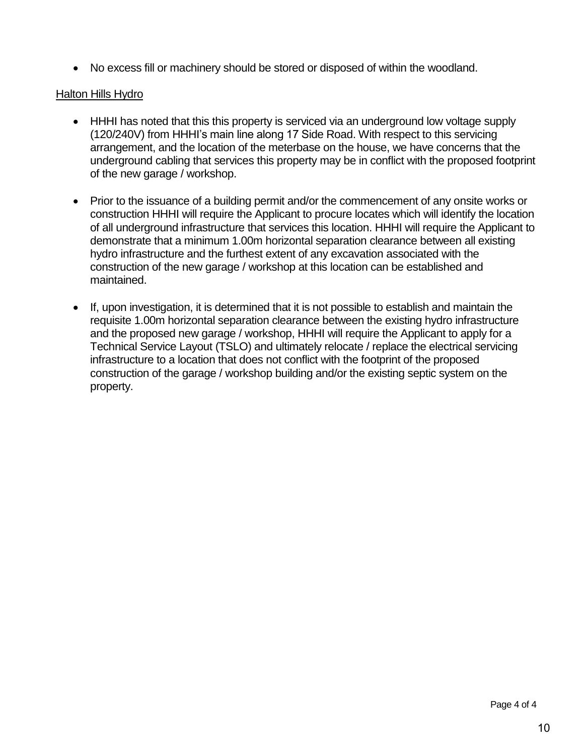- No excess fill or machinery should be stored or disposed of within the woodland.

Halton Hills Hydro

- HHHI has noted that this this property is serviced via an underground low voltage supply (120/240V) from HHHI's main line along 17 Side Road. With respect to this servicing arrangement, and the location of the meterbase on the house, we have concerns that the underground cabling that services this property may be in conflict with the proposed footprint of the new garage / workshop.

- Prior to the issuance of a building permit and/or the commencement of any onsite works or construction HHHI will require the Applicant to procure locates which will identify the location of all underground infrastructure that services this location. HHHI will require the Applicant to demonstrate that a minimum 1.00m horizontal separation clearance between all existing hydro infrastructure and the furthest extent of any excavation associated with the construction of the new garage / workshop at this location can be established and maintained.

- If, upon investigation, it is determined that it is not possible to establish and maintain the requisite 1.00m horizontal separation clearance between the existing hydro infrastructure and the proposed new garage / workshop, HHHI will require the Applicant to apply for a Technical Service Layout (TSLO) and ultimately relocate / replace the electrical servicing infrastructure to a location that does not conflict with the footprint of the proposed construction of the garage / workshop building and/or the existing septic system on the property.